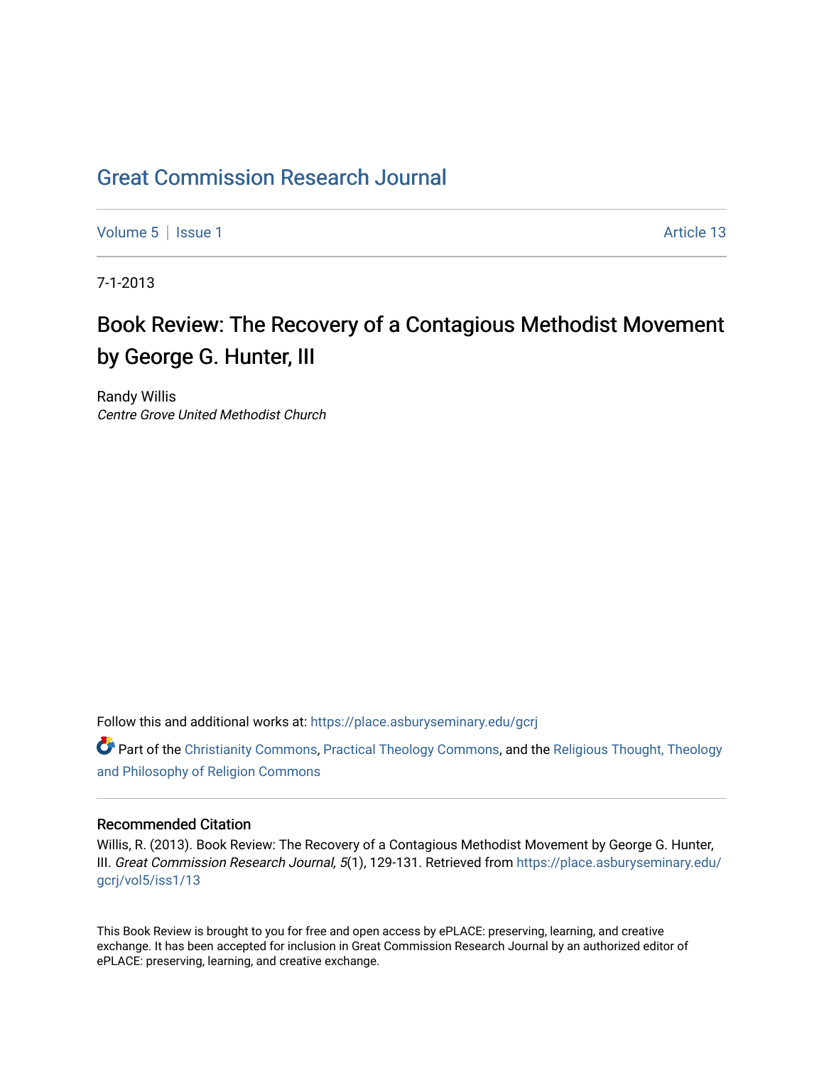Great Commission Research Journal

Volume 5 | Issue 1 Article 13

7-1-2013

# Book Review: The Recovery of a Contagious Methodist Movement by George G. Hunter, III

Randy Willis
*Centre Grove United Methodist Church*

Follow this and additional works at: https://place.asburyseminary.edu/gcrj

Part of the Christianity Commons, Practical Theology Commons, and the Religious Thought, Theology and Philosophy of Religion Commons

## Recommended Citation

Willis, R. (2013). Book Review: The Recovery of a Contagious Methodist Movement by George G. Hunter, III. *Great Commission Research Journal, 5*(1), 129-131. Retrieved from https://place.asburyseminary.edu/gcrj/vol5/iss1/13

This Book Review is brought to you for free and open access by ePLACE: preserving, learning, and creative exchange. It has been accepted for inclusion in Great Commission Research Journal by an authorized editor of ePLACE: preserving, learning, and creative exchange.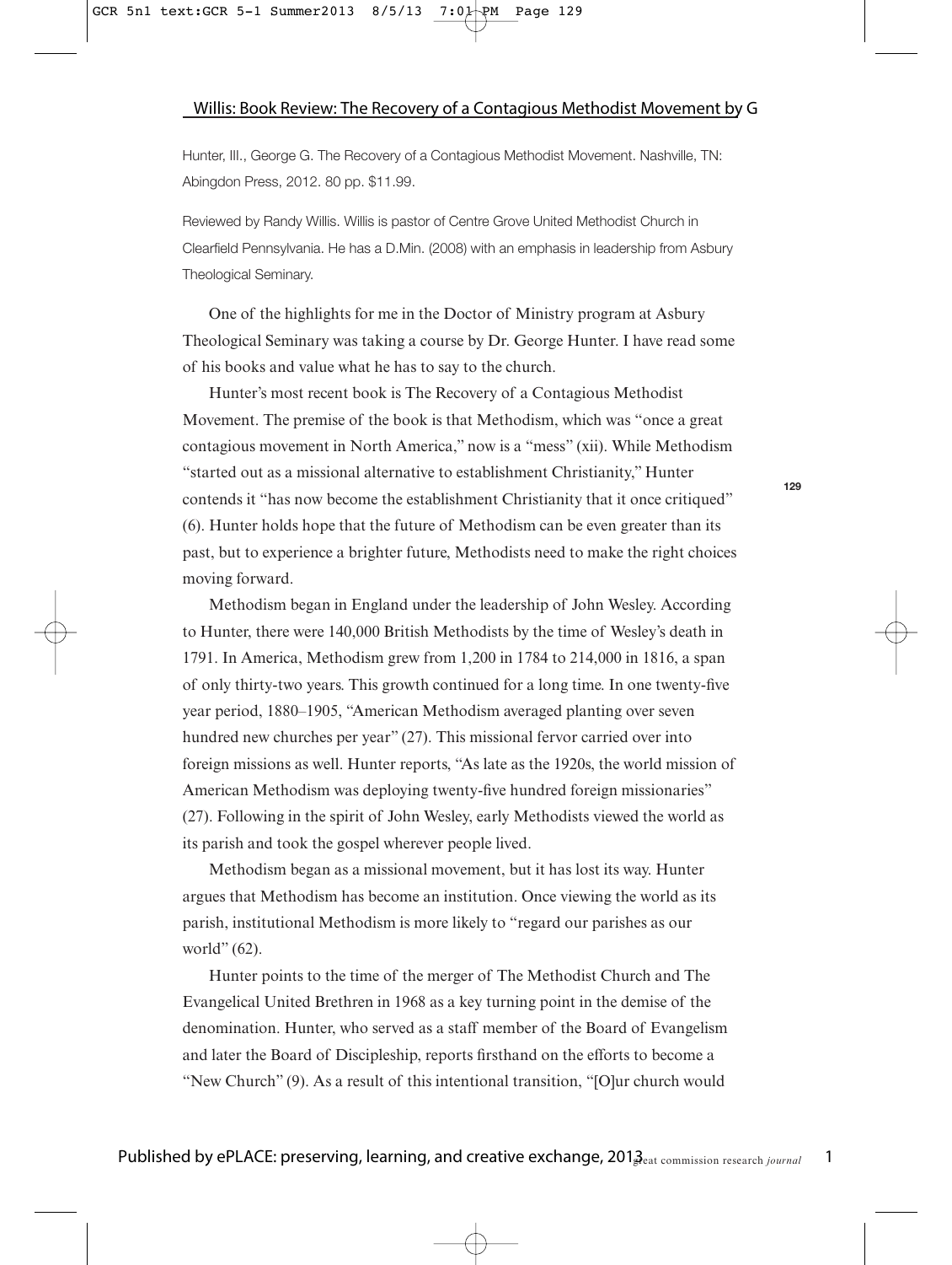Hunter, III., George G. The Recovery of a Contagious Methodist Movement. Nashville, TN: Abingdon Press, 2012. 80 pp. $11.99.

Reviewed by Randy Willis. Willis is pastor of Centre Grove United Methodist Church in Clearfield Pennsylvania. He has a D.Min. (2008) with an emphasis in leadership from Asbury Theological Seminary.

One of the highlights for me in the Doctor of Ministry program at Asbury Theological Seminary was taking a course by Dr. George Hunter. I have read some of his books and value what he has to say to the church.

Hunter's most recent book is The Recovery of a Contagious Methodist Movement. The premise of the book is that Methodism, which was "once a great contagious movement in North America," now is a "mess" (xii). While Methodism "started out as a missional alternative to establishment Christianity," Hunter contends it "has now become the establishment Christianity that it once critiqued" (6). Hunter holds hope that the future of Methodism can be even greater than its past, but to experience a brighter future, Methodists need to make the right choices moving forward.

Methodism began in England under the leadership of John Wesley. According to Hunter, there were 140,000 British Methodists by the time of Wesley's death in 1791. In America, Methodism grew from 1,200 in 1784 to 214,000 in 1816, a span of only thirty-two years. This growth continued for a long time. In one twenty-five year period, 1880–1905, "American Methodism averaged planting over seven hundred new churches per year" (27). This missional fervor carried over into foreign missions as well. Hunter reports, "As late as the 1920s, the world mission of American Methodism was deploying twenty-five hundred foreign missionaries" (27). Following in the spirit of John Wesley, early Methodists viewed the world as its parish and took the gospel wherever people lived.

Methodism began as a missional movement, but it has lost its way. Hunter argues that Methodism has become an institution. Once viewing the world as its parish, institutional Methodism is more likely to "regard our parishes as our world" (62).

Hunter points to the time of the merger of The Methodist Church and The Evangelical United Brethren in 1968 as a key turning point in the demise of the denomination. Hunter, who served as a staff member of the Board of Evangelism and later the Board of Discipleship, reports firsthand on the efforts to become a "New Church" (9). As a result of this intentional transition, "[O]ur church would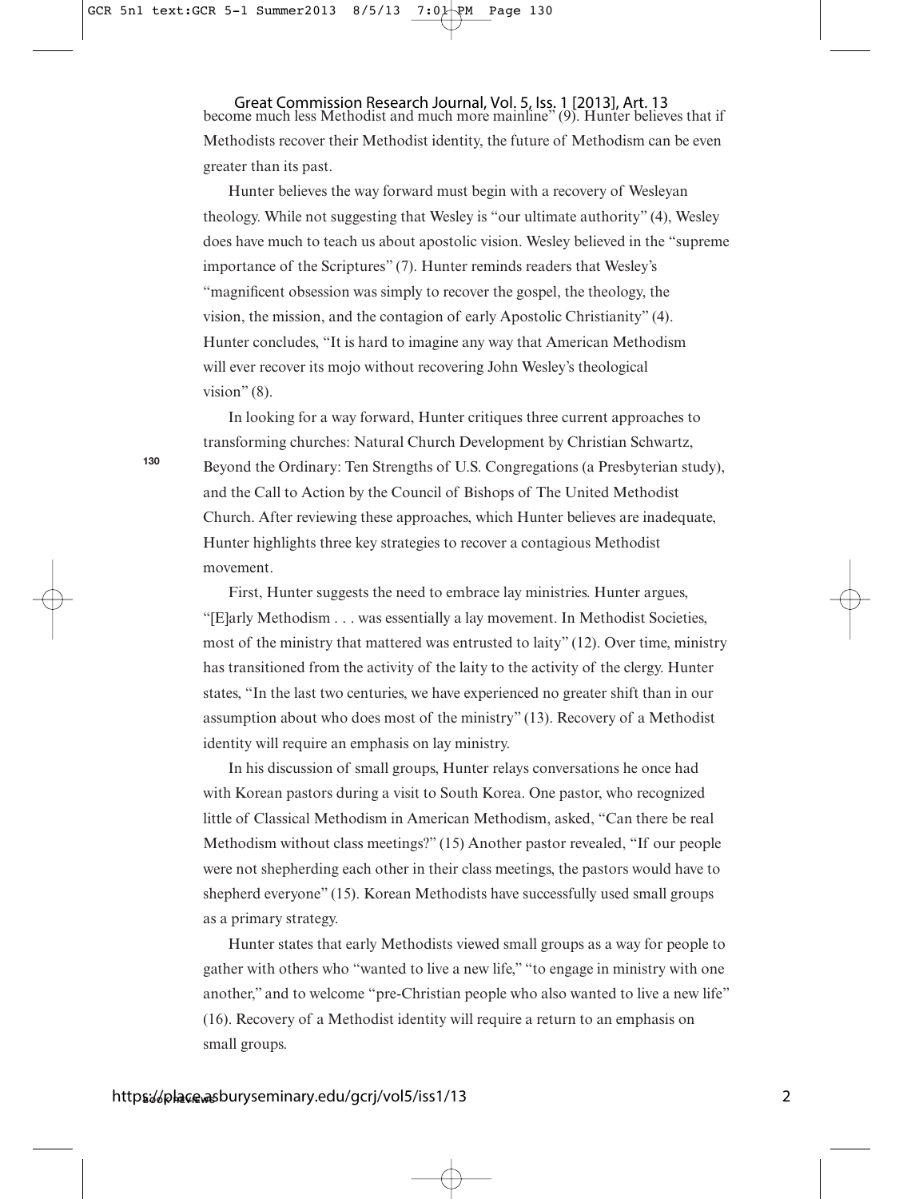become much less Methodist and much more mainline" (9). Hunter believes that if Methodists recover their Methodist identity, the future of Methodism can be even greater than its past.

Hunter believes the way forward must begin with a recovery of Wesleyan theology. While not suggesting that Wesley is "our ultimate authority" (4), Wesley does have much to teach us about apostolic vision. Wesley believed in the "supreme importance of the Scriptures" (7). Hunter reminds readers that Wesley's "magnificent obsession was simply to recover the gospel, the theology, the vision, the mission, and the contagion of early Apostolic Christianity" (4). Hunter concludes, "It is hard to imagine any way that American Methodism will ever recover its mojo without recovering John Wesley's theological vision" (8).

In looking for a way forward, Hunter critiques three current approaches to transforming churches: Natural Church Development by Christian Schwartz, Beyond the Ordinary: Ten Strengths of U.S. Congregations (a Presbyterian study), and the Call to Action by the Council of Bishops of The United Methodist Church. After reviewing these approaches, which Hunter believes are inadequate, Hunter highlights three key strategies to recover a contagious Methodist movement.

First, Hunter suggests the need to embrace lay ministries. Hunter argues, "[E]arly Methodism . . . was essentially a lay movement. In Methodist Societies, most of the ministry that mattered was entrusted to laity" (12). Over time, ministry has transitioned from the activity of the laity to the activity of the clergy. Hunter states, "In the last two centuries, we have experienced no greater shift than in our assumption about who does most of the ministry" (13). Recovery of a Methodist identity will require an emphasis on lay ministry.

In his discussion of small groups, Hunter relays conversations he once had with Korean pastors during a visit to South Korea. One pastor, who recognized little of Classical Methodism in American Methodism, asked, "Can there be real Methodism without class meetings?" (15) Another pastor revealed, "If our people were not shepherding each other in their class meetings, the pastors would have to shepherd everyone" (15). Korean Methodists have successfully used small groups as a primary strategy.

Hunter states that early Methodists viewed small groups as a way for people to gather with others who "wanted to live a new life," "to engage in ministry with one another," and to welcome "pre-Christian people who also wanted to live a new life" (16). Recovery of a Methodist identity will require a return to an emphasis on small groups.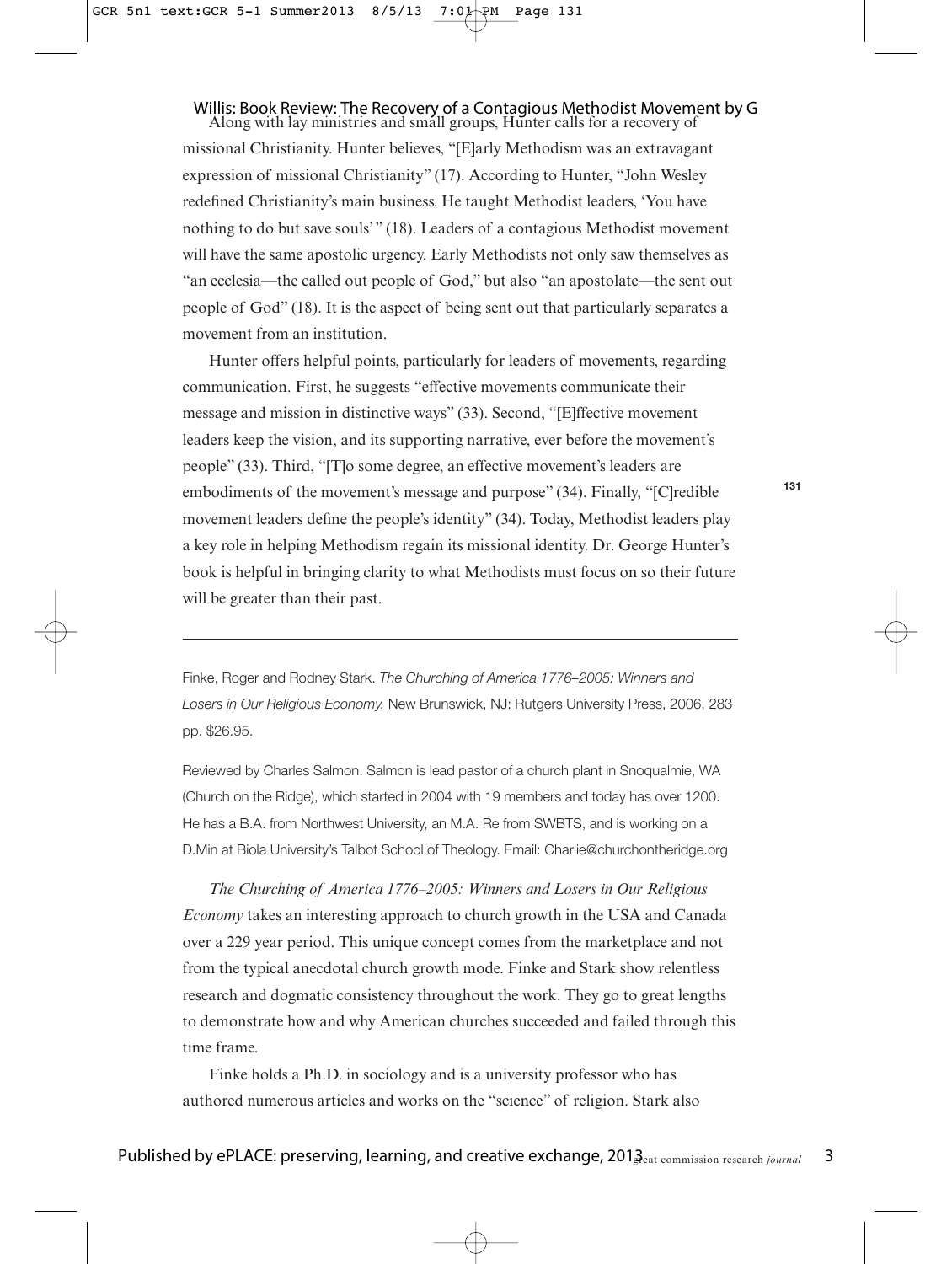Along with lay ministries and small groups, Hunter calls for a recovery of missional Christianity. Hunter believes, "[E]arly Methodism was an extravagant expression of missional Christianity" (17). According to Hunter, "John Wesley redefined Christianity's main business. He taught Methodist leaders, 'You have nothing to do but save souls' " (18). Leaders of a contagious Methodist movement will have the same apostolic urgency. Early Methodists not only saw themselves as "an ecclesia—the called out people of God," but also "an apostolate—the sent out people of God" (18). It is the aspect of being sent out that particularly separates a movement from an institution.

Hunter offers helpful points, particularly for leaders of movements, regarding communication. First, he suggests "effective movements communicate their message and mission in distinctive ways" (33). Second, "[E]ffective movement leaders keep the vision, and its supporting narrative, ever before the movement's people" (33). Third, "[T]o some degree, an effective movement's leaders are embodiments of the movement's message and purpose" (34). Finally, "[C]redible movement leaders define the people's identity" (34). Today, Methodist leaders play a key role in helping Methodism regain its missional identity. Dr. George Hunter's book is helpful in bringing clarity to what Methodists must focus on so their future will be greater than their past.

---

Finke, Roger and Rodney Stark. *The Churching of America 1776–2005: Winners and Losers in Our Religious Economy.* New Brunswick, NJ: Rutgers University Press, 2006, 283 pp. $26.95.

Reviewed by Charles Salmon. Salmon is lead pastor of a church plant in Snoqualmie, WA (Church on the Ridge), which started in 2004 with 19 members and today has over 1200. He has a B.A. from Northwest University, an M.A. Re from SWBTS, and is working on a D.Min at Biola University's Talbot School of Theology. Email: Charlie@churchontheridge.org

*The Churching of America 1776–2005: Winners and Losers in Our Religious Economy* takes an interesting approach to church growth in the USA and Canada over a 229 year period. This unique concept comes from the marketplace and not from the typical anecdotal church growth mode. Finke and Stark show relentless research and dogmatic consistency throughout the work. They go to great lengths to demonstrate how and why American churches succeeded and failed through this time frame.

Finke holds a Ph.D. in sociology and is a university professor who has authored numerous articles and works on the "science" of religion. Stark also